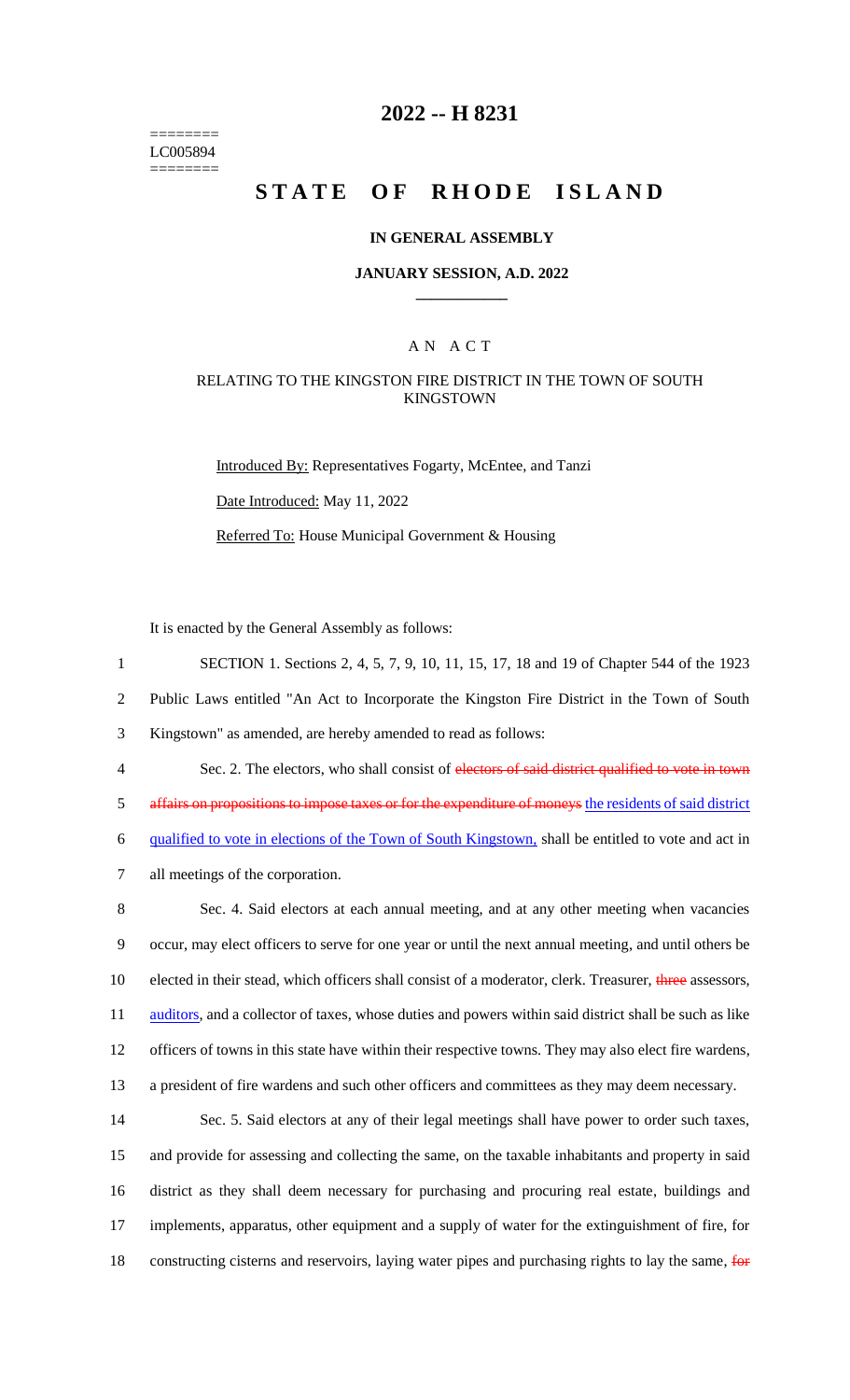========
LC005894
========

# 2022 -- H 8231

# STATE OF RHODE ISLAND

### IN GENERAL ASSEMBLY

### JANUARY SESSION, A.D. 2022

A N A C T

RELATING TO THE KINGSTON FIRE DISTRICT IN THE TOWN OF SOUTH KINGSTOWN

Introduced By: Representatives Fogarty, McEntee, and Tanzi

Date Introduced: May 11, 2022

Referred To: House Municipal Government & Housing

It is enacted by the General Assembly as follows:

1 SECTION 1. Sections 2, 4, 5, 7, 9, 10, 11, 15, 17, 18 and 19 of Chapter 544 of the 1923
2 Public Laws entitled "An Act to Incorporate the Kingston Fire District in the Town of South
3 Kingstown" as amended, are hereby amended to read as follows:

4 Sec. 2. The electors, who shall consist of ~~electors of said district qualified to vote in town~~
5 ~~affairs on propositions to impose taxes or for the expenditure of moneys~~ <u>the residents of said district</u>
6 <u>qualified to vote in elections of the Town of South Kingstown,</u> shall be entitled to vote and act in
7 all meetings of the corporation.

8 Sec. 4. Said electors at each annual meeting, and at any other meeting when vacancies
9 occur, may elect officers to serve for one year or until the next annual meeting, and until others be
10 elected in their stead, which officers shall consist of a moderator, clerk. Treasurer, ~~three~~ assessors,
11 <u>auditors</u>, and a collector of taxes, whose duties and powers within said district shall be such as like
12 officers of towns in this state have within their respective towns. They may also elect fire wardens,
13 a president of fire wardens and such other officers and committees as they may deem necessary.

14 Sec. 5. Said electors at any of their legal meetings shall have power to order such taxes,
15 and provide for assessing and collecting the same, on the taxable inhabitants and property in said
16 district as they shall deem necessary for purchasing and procuring real estate, buildings and
17 implements, apparatus, other equipment and a supply of water for the extinguishment of fire, for
18 constructing cisterns and reservoirs, laying water pipes and purchasing rights to lay the same, ~~for~~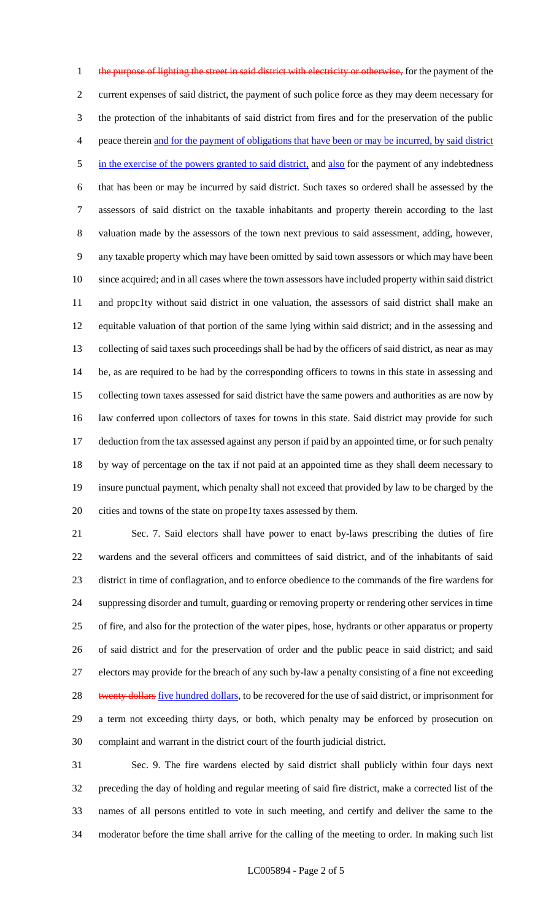the purpose of lighting the street in said district with electricity or otherwise, for the payment of the current expenses of said district, the payment of such police force as they may deem necessary for the protection of the inhabitants of said district from fires and for the preservation of the public peace therein and for the payment of obligations that have been or may be incurred, by said district in the exercise of the powers granted to said district, and also for the payment of any indebtedness that has been or may be incurred by said district. Such taxes so ordered shall be assessed by the assessors of said district on the taxable inhabitants and property therein according to the last valuation made by the assessors of the town next previous to said assessment, adding, however, any taxable property which may have been omitted by said town assessors or which may have been since acquired; and in all cases where the town assessors have included property within said district and propc1ty without said district in one valuation, the assessors of said district shall make an equitable valuation of that portion of the same lying within said district; and in the assessing and collecting of said taxes such proceedings shall be had by the officers of said district, as near as may be, as are required to be had by the corresponding officers to towns in this state in assessing and collecting town taxes assessed for said district have the same powers and authorities as are now by law conferred upon collectors of taxes for towns in this state. Said district may provide for such deduction from the tax assessed against any person if paid by an appointed time, or for such penalty by way of percentage on the tax if not paid at an appointed time as they shall deem necessary to insure punctual payment, which penalty shall not exceed that provided by law to be charged by the cities and towns of the state on prope1ty taxes assessed by them.

Sec. 7. Said electors shall have power to enact by-laws prescribing the duties of fire wardens and the several officers and committees of said district, and of the inhabitants of said district in time of conflagration, and to enforce obedience to the commands of the fire wardens for suppressing disorder and tumult, guarding or removing property or rendering other services in time of fire, and also for the protection of the water pipes, hose, hydrants or other apparatus or property of said district and for the preservation of order and the public peace in said district; and said electors may provide for the breach of any such by-law a penalty consisting of a fine not exceeding twenty dollars five hundred dollars, to be recovered for the use of said district, or imprisonment for a term not exceeding thirty days, or both, which penalty may be enforced by prosecution on complaint and warrant in the district court of the fourth judicial district.

Sec. 9. The fire wardens elected by said district shall publicly within four days next preceding the day of holding and regular meeting of said fire district, make a corrected list of the names of all persons entitled to vote in such meeting, and certify and deliver the same to the moderator before the time shall arrive for the calling of the meeting to order. In making such list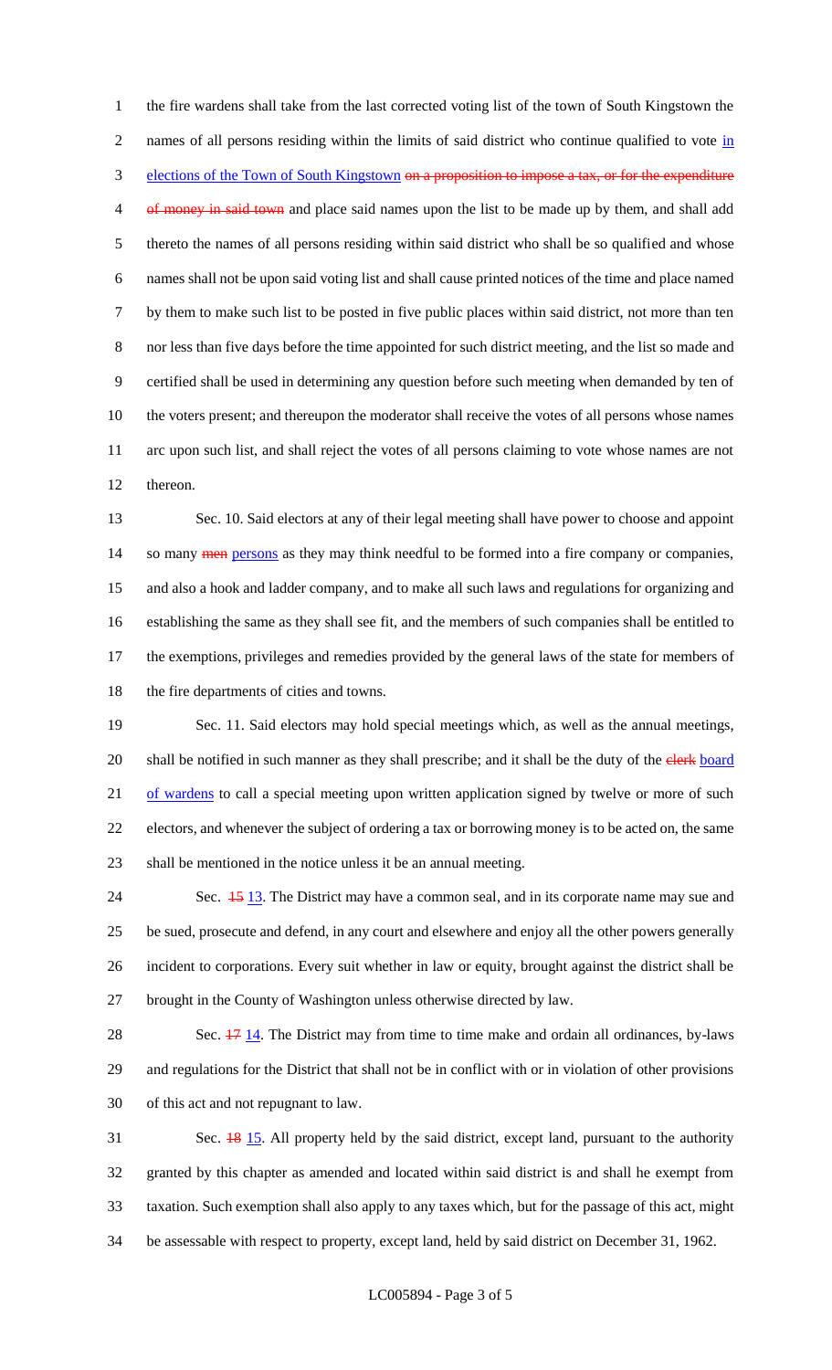the fire wardens shall take from the last corrected voting list of the town of South Kingstown the names of all persons residing within the limits of said district who continue qualified to vote <u>in elections of the Town of South Kingstown</u> ~~on a proposition to impose a tax, or for the expenditure of money in said town~~ and place said names upon the list to be made up by them, and shall add thereto the names of all persons residing within said district who shall be so qualified and whose names shall not be upon said voting list and shall cause printed notices of the time and place named by them to make such list to be posted in five public places within said district, not more than ten nor less than five days before the time appointed for such district meeting, and the list so made and certified shall be used in determining any question before such meeting when demanded by ten of the voters present; and thereupon the moderator shall receive the votes of all persons whose names arc upon such list, and shall reject the votes of all persons claiming to vote whose names are not thereon.

Sec. 10. Said electors at any of their legal meeting shall have power to choose and appoint so many ~~men~~ <u>persons</u> as they may think needful to be formed into a fire company or companies, and also a hook and ladder company, and to make all such laws and regulations for organizing and establishing the same as they shall see fit, and the members of such companies shall be entitled to the exemptions, privileges and remedies provided by the general laws of the state for members of the fire departments of cities and towns.

Sec. 11. Said electors may hold special meetings which, as well as the annual meetings, shall be notified in such manner as they shall prescribe; and it shall be the duty of the ~~clerk~~ <u>board of wardens</u> to call a special meeting upon written application signed by twelve or more of such electors, and whenever the subject of ordering a tax or borrowing money is to be acted on, the same shall be mentioned in the notice unless it be an annual meeting.

Sec. ~~15~~ <u>13</u>. The District may have a common seal, and in its corporate name may sue and be sued, prosecute and defend, in any court and elsewhere and enjoy all the other powers generally incident to corporations. Every suit whether in law or equity, brought against the district shall be brought in the County of Washington unless otherwise directed by law.

Sec. ~~17~~ <u>14</u>. The District may from time to time make and ordain all ordinances, by-laws and regulations for the District that shall not be in conflict with or in violation of other provisions of this act and not repugnant to law.

Sec. ~~18~~ <u>15</u>. All property held by the said district, except land, pursuant to the authority granted by this chapter as amended and located within said district is and shall he exempt from taxation. Such exemption shall also apply to any taxes which, but for the passage of this act, might be assessable with respect to property, except land, held by said district on December 31, 1962.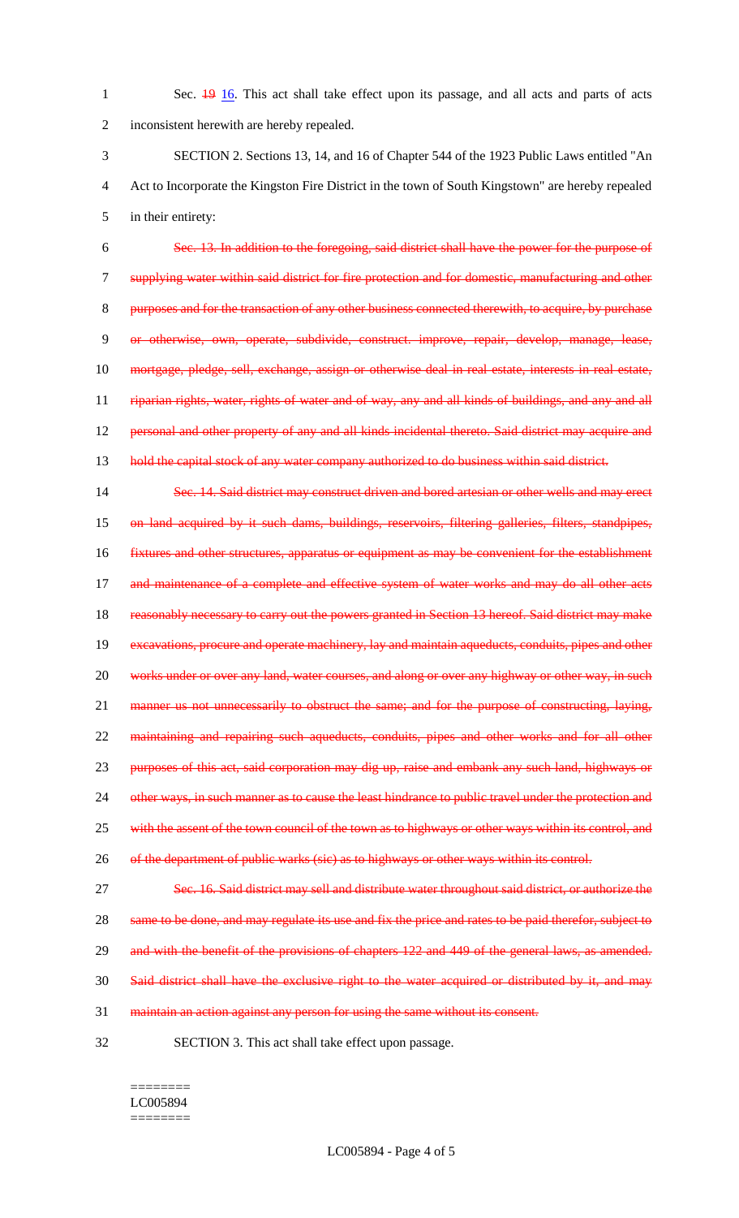Sec. ~~19~~ 16. This act shall take effect upon its passage, and all acts and parts of acts inconsistent herewith are hereby repealed.

SECTION 2. Sections 13, 14, and 16 of Chapter 544 of the 1923 Public Laws entitled "An Act to Incorporate the Kingston Fire District in the town of South Kingstown" are hereby repealed in their entirety:

~~Sec. 13. In addition to the foregoing, said district shall have the power for the purpose of supplying water within said district for fire protection and for domestic, manufacturing and other purposes and for the transaction of any other business connected therewith, to acquire, by purchase or otherwise, own, operate, subdivide, construct. improve, repair, develop, manage, lease, mortgage, pledge, sell, exchange, assign or otherwise deal in real estate, interests in real estate, riparian rights, water, rights of water and of way, any and all kinds of buildings, and any and all personal and other property of any and all kinds incidental thereto. Said district may acquire and hold the capital stock of any water company authorized to do business within said district.~~

~~Sec. 14. Said district may construct driven and bored artesian or other wells and may erect on land acquired by it such dams, buildings, reservoirs, filtering galleries, filters, standpipes, fixtures and other structures, apparatus or equipment as may be convenient for the establishment and maintenance of a complete and effective system of water works and may do all other acts reasonably necessary to carry out the powers granted in Section 13 hereof. Said district may make excavations, procure and operate machinery, lay and maintain aqueducts, conduits, pipes and other works under or over any land, water courses, and along or over any highway or other way, in such manner us not unnecessarily to obstruct the same; and for the purpose of constructing, laying, maintaining and repairing such aqueducts, conduits, pipes and other works and for all other purposes of this act, said corporation may dig up, raise and embank any such land, highways or other ways, in such manner as to cause the least hindrance to public travel under the protection and with the assent of the town council of the town as to highways or other ways within its control, and of the department of public warks (sic) as to highways or other ways within its control.~~

~~Sec. 16. Said district may sell and distribute water throughout said district, or authorize the same to be done, and may regulate its use and fix the price and rates to be paid therefor, subject to and with the benefit of the provisions of chapters 122 and 449 of the general laws, as amended. Said district shall have the exclusive right to the water acquired or distributed by it, and may maintain an action against any person for using the same without its consent.~~

SECTION 3. This act shall take effect upon passage.

========
LC005894
========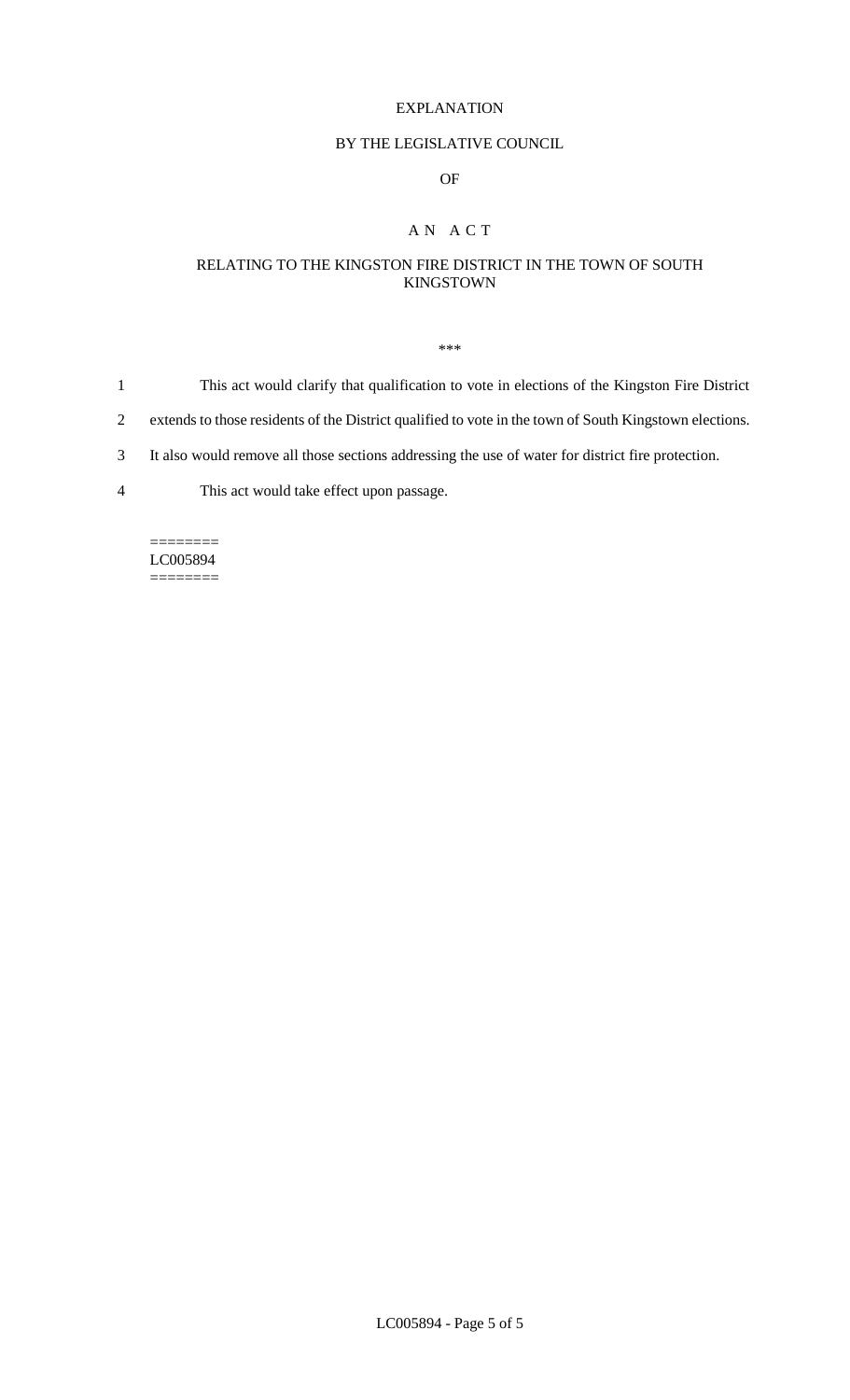EXPLANATION

BY THE LEGISLATIVE COUNCIL

OF

A N A C T

RELATING TO THE KINGSTON FIRE DISTRICT IN THE TOWN OF SOUTH KINGSTOWN

\*\*\*

1 This act would clarify that qualification to vote in elections of the Kingston Fire District
2 extends to those residents of the District qualified to vote in the town of South Kingstown elections.
3 It also would remove all those sections addressing the use of water for district fire protection.
4 This act would take effect upon passage.

========
LC005894
========